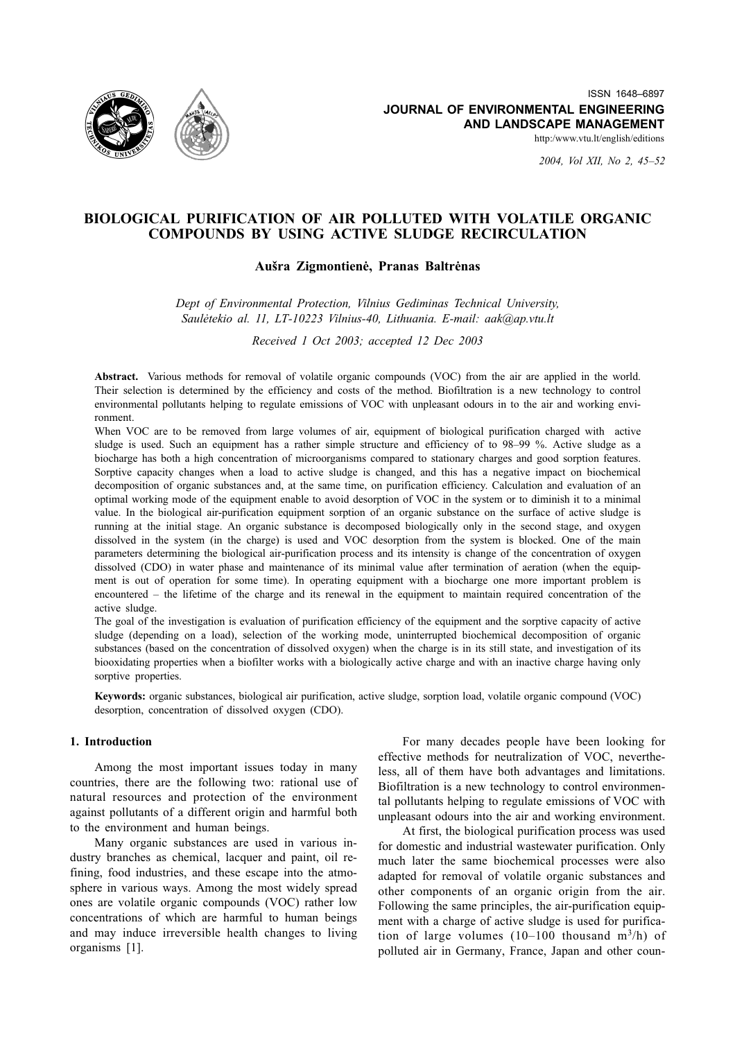ISSN 1648–6897

**JOURNAL OF ENVIRONMENTAL ENGINEERING AND LANDSCAPE MANAGEMENT**

http:/www.vtu.lt/english/editions

*2004, Vol XII, No 2, 45–52*

# BIOLOGICAL PURIFICATION OF AIR POLLUTED WITH VOLATILE ORGANIC COMPOUNDS BY USING ACTIVE SLUDGE RECIRCULATION

**Aušra Zigmontienė, Pranas Baltrėnas**

*Dept of Environmental Protection, Vilnius Gediminas Technical University, Saulėtekio al. 11, LT-10223 Vilnius-40, Lithuania. E-mail: aak@ap.vtu.lt*

*Received 1 Oct 2003; accepted 12 Dec 2003*

**Abstract.** Various methods for removal of volatile organic compounds (VOC) from the air are applied in the world. Their selection is determined by the efficiency and costs of the method. Biofiltration is a new technology to control environmental pollutants helping to regulate emissions of VOC with unpleasant odours in to the air and working environment.

When VOC are to be removed from large volumes of air, equipment of biological purification charged with active sludge is used. Such an equipment has a rather simple structure and efficiency of to 98–99 %. Active sludge as a biocharge has both a high concentration of microorganisms compared to stationary charges and good sorption features. Sorptive capacity changes when a load to active sludge is changed, and this has a negative impact on biochemical decomposition of organic substances and, at the same time, on purification efficiency. Calculation and evaluation of an optimal working mode of the equipment enable to avoid desorption of VOC in the system or to diminish it to a minimal value. In the biological air-purification equipment sorption of an organic substance on the surface of active sludge is running at the initial stage. An organic substance is decomposed biologically only in the second stage, and oxygen dissolved in the system (in the charge) is used and VOC desorption from the system is blocked. One of the main parameters determining the biological air-purification process and its intensity is change of the concentration of oxygen dissolved (CDO) in water phase and maintenance of its minimal value after termination of aeration (when the equipment is out of operation for some time). In operating equipment with a biocharge one more important problem is encountered – the lifetime of the charge and its renewal in the equipment to maintain required concentration of the active sludge.

The goal of the investigation is evaluation of purification efficiency of the equipment and the sorptive capacity of active sludge (depending on a load), selection of the working mode, uninterrupted biochemical decomposition of organic substances (based on the concentration of dissolved oxygen) when the charge is in its still state, and investigation of its biooxidating properties when a biofilter works with a biologically active charge and with an inactive charge having only sorptive properties.

**Keywords:** organic substances, biological air purification, active sludge, sorption load, volatile organic compound (VOC) desorption, concentration of dissolved oxygen (CDO).

## 1. Introduction

Among the most important issues today in many countries, there are the following two: rational use of natural resources and protection of the environment against pollutants of a different origin and harmful both to the environment and human beings.

Many organic substances are used in various industry branches as chemical, lacquer and paint, oil refining, food industries, and these escape into the atmosphere in various ways. Among the most widely spread ones are volatile organic compounds (VOC) rather low concentrations of which are harmful to human beings and may induce irreversible health changes to living organisms [1].

For many decades people have been looking for effective methods for neutralization of VOC, nevertheless, all of them have both advantages and limitations. Biofiltration is a new technology to control environmental pollutants helping to regulate emissions of VOC with unpleasant odours into the air and working environment.

At first, the biological purification process was used for domestic and industrial wastewater purification. Only much later the same biochemical processes were also adapted for removal of volatile organic substances and other components of an organic origin from the air. Following the same principles, the air-purification equipment with a charge of active sludge is used for purification of large volumes (10–100 thousand $m^3$/h) of polluted air in Germany, France, Japan and other coun-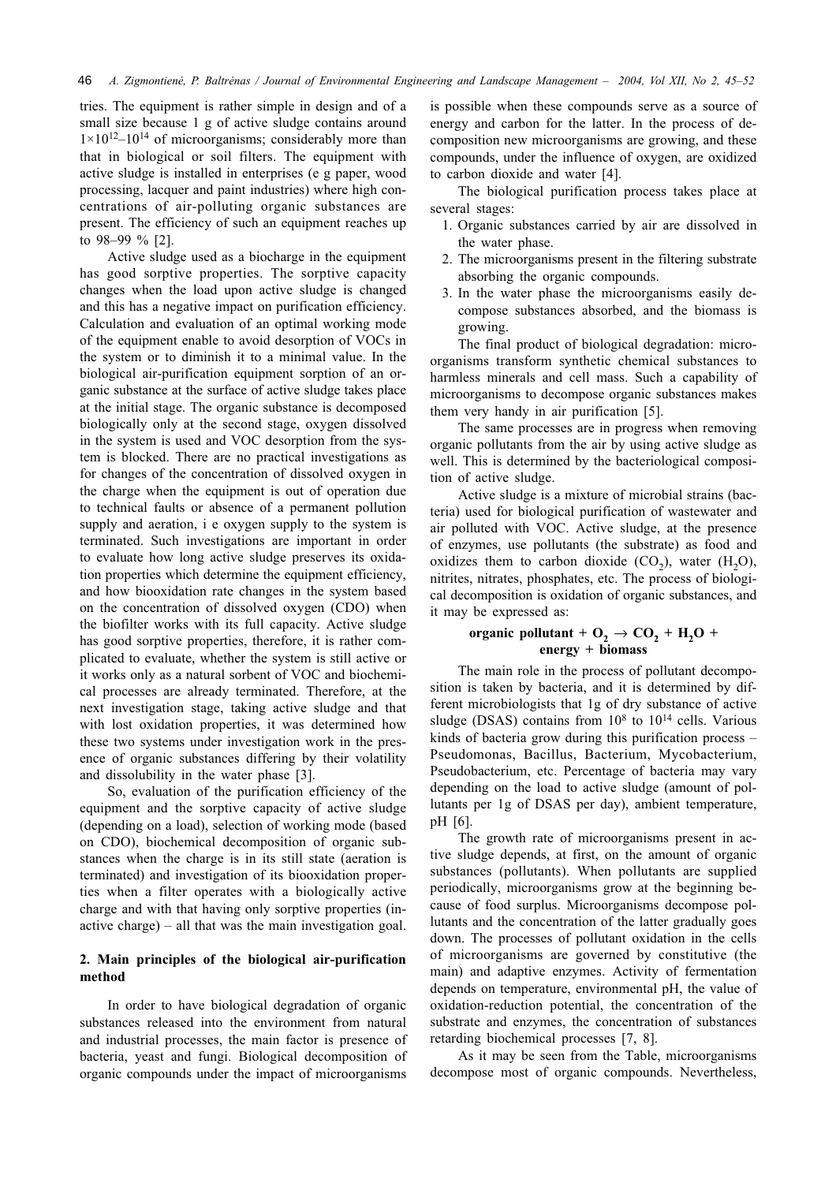tries. The equipment is rather simple in design and of a small size because 1 g of active sludge contains around $1\times10^{12}$–$10^{14}$ of microorganisms; considerably more than that in biological or soil filters. The equipment with active sludge is installed in enterprises (e g paper, wood processing, lacquer and paint industries) where high concentrations of air-polluting organic substances are present. The efficiency of such an equipment reaches up to 98–99 % [2].

Active sludge used as a biocharge in the equipment has good sorptive properties. The sorptive capacity changes when the load upon active sludge is changed and this has a negative impact on purification efficiency. Calculation and evaluation of an optimal working mode of the equipment enable to avoid desorption of VOCs in the system or to diminish it to a minimal value. In the biological air-purification equipment sorption of an organic substance at the surface of active sludge takes place at the initial stage. The organic substance is decomposed biologically only at the second stage, oxygen dissolved in the system is used and VOC desorption from the system is blocked. There are no practical investigations as for changes of the concentration of dissolved oxygen in the charge when the equipment is out of operation due to technical faults or absence of a permanent pollution supply and aeration, i e oxygen supply to the system is terminated. Such investigations are important in order to evaluate how long active sludge preserves its oxidation properties which determine the equipment efficiency, and how biooxidation rate changes in the system based on the concentration of dissolved oxygen (CDO) when the biofilter works with its full capacity. Active sludge has good sorptive properties, therefore, it is rather complicated to evaluate, whether the system is still active or it works only as a natural sorbent of VOC and biochemical processes are already terminated. Therefore, at the next investigation stage, taking active sludge and that with lost oxidation properties, it was determined how these two systems under investigation work in the presence of organic substances differing by their volatility and dissolubility in the water phase [3].

So, evaluation of the purification efficiency of the equipment and the sorptive capacity of active sludge (depending on a load), selection of working mode (based on CDO), biochemical decomposition of organic substances when the charge is in its still state (aeration is terminated) and investigation of its biooxidation properties when a filter operates with a biologically active charge and with that having only sorptive properties (inactive charge) – all that was the main investigation goal.

## 2. Main principles of the biological air-purification method

In order to have biological degradation of organic substances released into the environment from natural and industrial processes, the main factor is presence of bacteria, yeast and fungi. Biological decomposition of organic compounds under the impact of microorganisms is possible when these compounds serve as a source of energy and carbon for the latter. In the process of decomposition new microorganisms are growing, and these compounds, under the influence of oxygen, are oxidized to carbon dioxide and water [4].

The biological purification process takes place at several stages:

1. Organic substances carried by air are dissolved in the water phase.
2. The microorganisms present in the filtering substrate absorbing the organic compounds.
3. In the water phase the microorganisms easily decompose substances absorbed, and the biomass is growing.

The final product of biological degradation: microorganisms transform synthetic chemical substances to harmless minerals and cell mass. Such a capability of microorganisms to decompose organic substances makes them very handy in air purification [5].

The same processes are in progress when removing organic pollutants from the air by using active sludge as well. This is determined by the bacteriological composition of active sludge.

Active sludge is a mixture of microbial strains (bacteria) used for biological purification of wastewater and air polluted with VOC. Active sludge, at the presence of enzymes, use pollutants (the substrate) as food and oxidizes them to carbon dioxide ($CO_2$), water ($H_2O$), nitrites, nitrates, phosphates, etc. The process of biological decomposition is oxidation of organic substances, and it may be expressed as:

$$\textbf{organic pollutant} + O_2 \rightarrow CO_2 + H_2O + \textbf{energy} + \textbf{biomass}$$

The main role in the process of pollutant decomposition is taken by bacteria, and it is determined by different microbiologists that 1g of dry substance of active sludge (DSAS) contains from $10^8$ to $10^{14}$ cells. Various kinds of bacteria grow during this purification process – Pseudomonas, Bacillus, Bacterium, Mycobacterium, Pseudobacterium, etc. Percentage of bacteria may vary depending on the load to active sludge (amount of pollutants per 1g of DSAS per day), ambient temperature, pH [6].

The growth rate of microorganisms present in active sludge depends, at first, on the amount of organic substances (pollutants). When pollutants are supplied periodically, microorganisms grow at the beginning because of food surplus. Microorganisms decompose pollutants and the concentration of the latter gradually goes down. The processes of pollutant oxidation in the cells of microorganisms are governed by constitutive (the main) and adaptive enzymes. Activity of fermentation depends on temperature, environmental pH, the value of oxidation-reduction potential, the concentration of the substrate and enzymes, the concentration of substances retarding biochemical processes [7, 8].

As it may be seen from the Table, microorganisms decompose most of organic compounds. Nevertheless,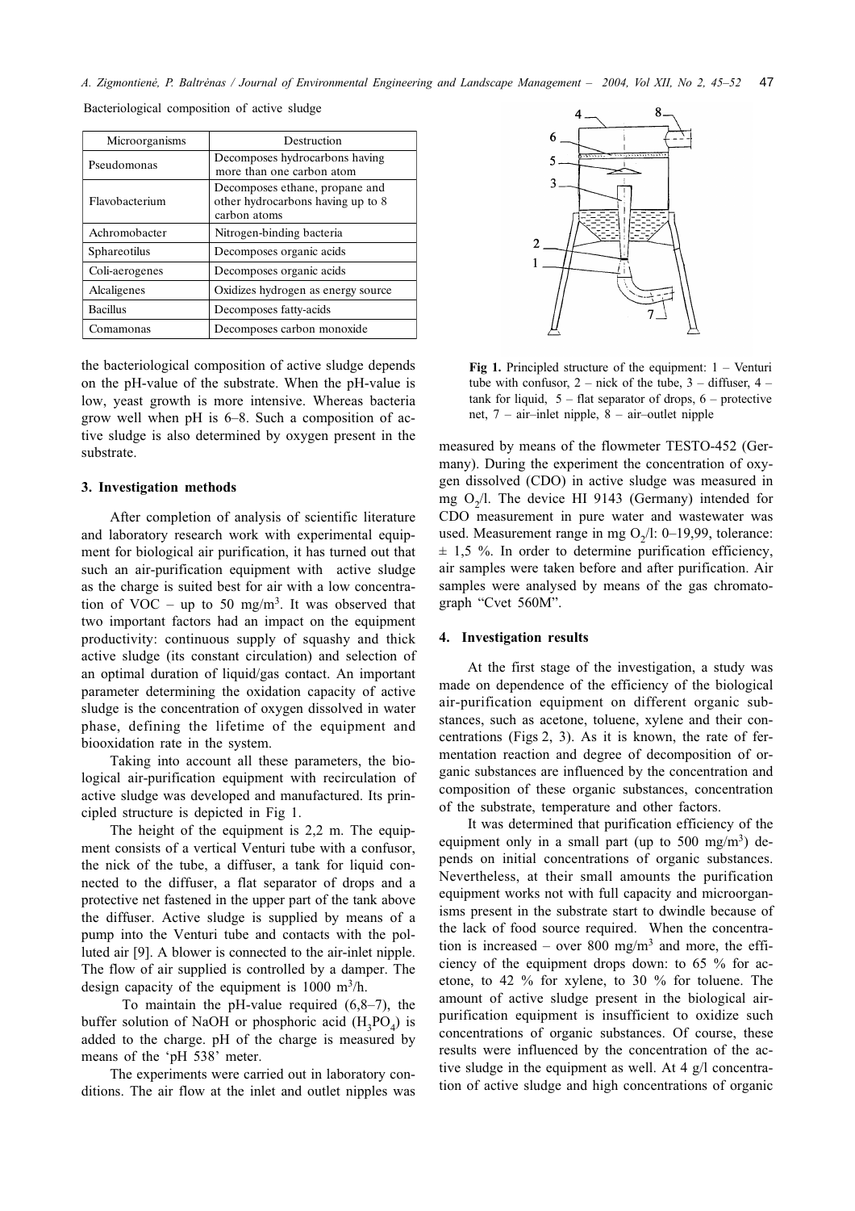Bacteriological composition of active sludge

| Microorganisms | Destruction |
|---|---|
| Pseudomonas | Decomposes hydrocarbons having more than one carbon atom |
| Flavobacterium | Decomposes ethane, propane and other hydrocarbons having up to 8 carbon atoms |
| Achromobacter | Nitrogen-binding bacteria |
| Sphareotilus | Decomposes organic acids |
| Coli-aerogenes | Decomposes organic acids |
| Alcaligenes | Oxidizes hydrogen as energy source |
| Bacillus | Decomposes fatty-acids |
| Comamonas | Decomposes carbon monoxide |

the bacteriological composition of active sludge depends on the pH-value of the substrate. When the pH-value is low, yeast growth is more intensive. Whereas bacteria grow well when pH is 6–8. Such a composition of active sludge is also determined by oxygen present in the substrate.

## 3. Investigation methods

After completion of analysis of scientific literature and laboratory research work with experimental equipment for biological air purification, it has turned out that such an air-purification equipment with active sludge as the charge is suited best for air with a low concentration of VOC – up to 50 mg/m$^3$. It was observed that two important factors had an impact on the equipment productivity: continuous supply of squashy and thick active sludge (its constant circulation) and selection of an optimal duration of liquid/gas contact. An important parameter determining the oxidation capacity of active sludge is the concentration of oxygen dissolved in water phase, defining the lifetime of the equipment and biooxidation rate in the system.

Taking into account all these parameters, the biological air-purification equipment with recirculation of active sludge was developed and manufactured. Its principled structure is depicted in Fig 1.

The height of the equipment is 2,2 m. The equipment consists of a vertical Venturi tube with a confusor, the nick of the tube, a diffuser, a tank for liquid connected to the diffuser, a flat separator of drops and a protective net fastened in the upper part of the tank above the diffuser. Active sludge is supplied by means of a pump into the Venturi tube and contacts with the polluted air [9]. A blower is connected to the air-inlet nipple. The flow of air supplied is controlled by a damper. The design capacity of the equipment is 1000 m$^3$/h.

To maintain the pH-value required (6,8–7), the buffer solution of NaOH or phosphoric acid ($H_3PO_4$) is added to the charge. pH of the charge is measured by means of the 'pH 538' meter.

The experiments were carried out in laboratory conditions. The air flow at the inlet and outlet nipples was measured by means of the flowmeter TESTO-452 (Germany). During the experiment the concentration of oxygen dissolved (CDO) in active sludge was measured in mg $O_2$/l. The device HI 9143 (Germany) intended for CDO measurement in pure water and wastewater was used. Measurement range in mg $O_2$/l: 0–19,99, tolerance: ± 1,5 %. In order to determine purification efficiency, air samples were taken before and after purification. Air samples were analysed by means of the gas chromatograph "Cvet 560M".

**Fig 1.** Principled structure of the equipment: 1 – Venturi tube with confusor, 2 – nick of the tube, 3 – diffuser, 4 – tank for liquid, 5 – flat separator of drops, 6 – protective net, 7 – air–inlet nipple, 8 – air–outlet nipple

## 4. Investigation results

At the first stage of the investigation, a study was made on dependence of the efficiency of the biological air-purification equipment on different organic substances, such as acetone, toluene, xylene and their concentrations (Figs 2, 3). As it is known, the rate of fermentation reaction and degree of decomposition of organic substances are influenced by the concentration and composition of these organic substances, concentration of the substrate, temperature and other factors.

It was determined that purification efficiency of the equipment only in a small part (up to 500 mg/m$^3$) depends on initial concentrations of organic substances. Nevertheless, at their small amounts the purification equipment works not with full capacity and microorganisms present in the substrate start to dwindle because of the lack of food source required. When the concentration is increased – over 800 mg/m$^3$ and more, the efficiency of the equipment drops down: to 65 % for acetone, to 42 % for xylene, to 30 % for toluene. The amount of active sludge present in the biological air-purification equipment is insufficient to oxidize such concentrations of organic substances. Of course, these results were influenced by the concentration of the active sludge in the equipment as well. At 4 g/l concentration of active sludge and high concentrations of organic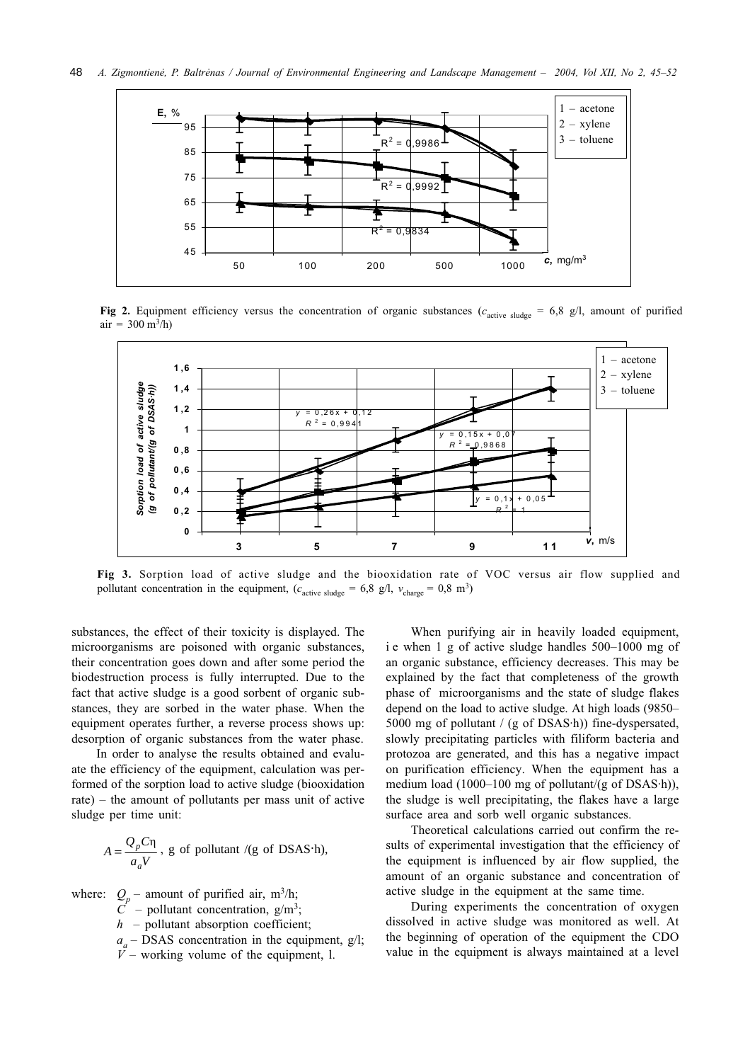**Fig 2.** Equipment efficiency versus the concentration of organic substances ($c_{\text{active sludge}}$ = 6,8 g/l, amount of purified air = 300 $m^3$/h)

**Fig 3.** Sorption load of active sludge and the biooxidation rate of VOC versus air flow supplied and pollutant concentration in the equipment, ($c_{\text{active sludge}}$ = 6,8 g/l, $v_{\text{charge}}$ = 0,8 $m^3$)

substances, the effect of their toxicity is displayed. The microorganisms are poisoned with organic substances, their concentration goes down and after some period the biodestruction process is fully interrupted. Due to the fact that active sludge is a good sorbent of organic substances, they are sorbed in the water phase. When the equipment operates further, a reverse process shows up: desorption of organic substances from the water phase.

In order to analyse the results obtained and evaluate the efficiency of the equipment, calculation was performed of the sorption load to active sludge (biooxidation rate) – the amount of pollutants per mass unit of active sludge per time unit:

$$A = \frac{Q_p C \eta}{a_a V}, \text{ g of pollutant /(g of DSAS·h)},$$

where: $Q_p$ – amount of purified air, $m^3$/h;
$C$ – pollutant concentration, g/$m^3$;
$h$ – pollutant absorption coefficient;
$a_a$ – DSAS concentration in the equipment, g/l;
$V$ – working volume of the equipment, l.

When purifying air in heavily loaded equipment, i e when 1 g of active sludge handles 500–1000 mg of an organic substance, efficiency decreases. This may be explained by the fact that completeness of the growth phase of microorganisms and the state of sludge flakes depend on the load to active sludge. At high loads (9850–5000 mg of pollutant / (g of DSAS·h)) fine-dyspersated, slowly precipitating particles with filiform bacteria and protozoa are generated, and this has a negative impact on purification efficiency. When the equipment has a medium load (1000–100 mg of pollutant/(g of DSAS·h)), the sludge is well precipitating, the flakes have a large surface area and sorb well organic substances.

Theoretical calculations carried out confirm the results of experimental investigation that the efficiency of the equipment is influenced by air flow supplied, the amount of an organic substance and concentration of active sludge in the equipment at the same time.

During experiments the concentration of oxygen dissolved in active sludge was monitored as well. At the beginning of operation of the equipment the CDO value in the equipment is always maintained at a level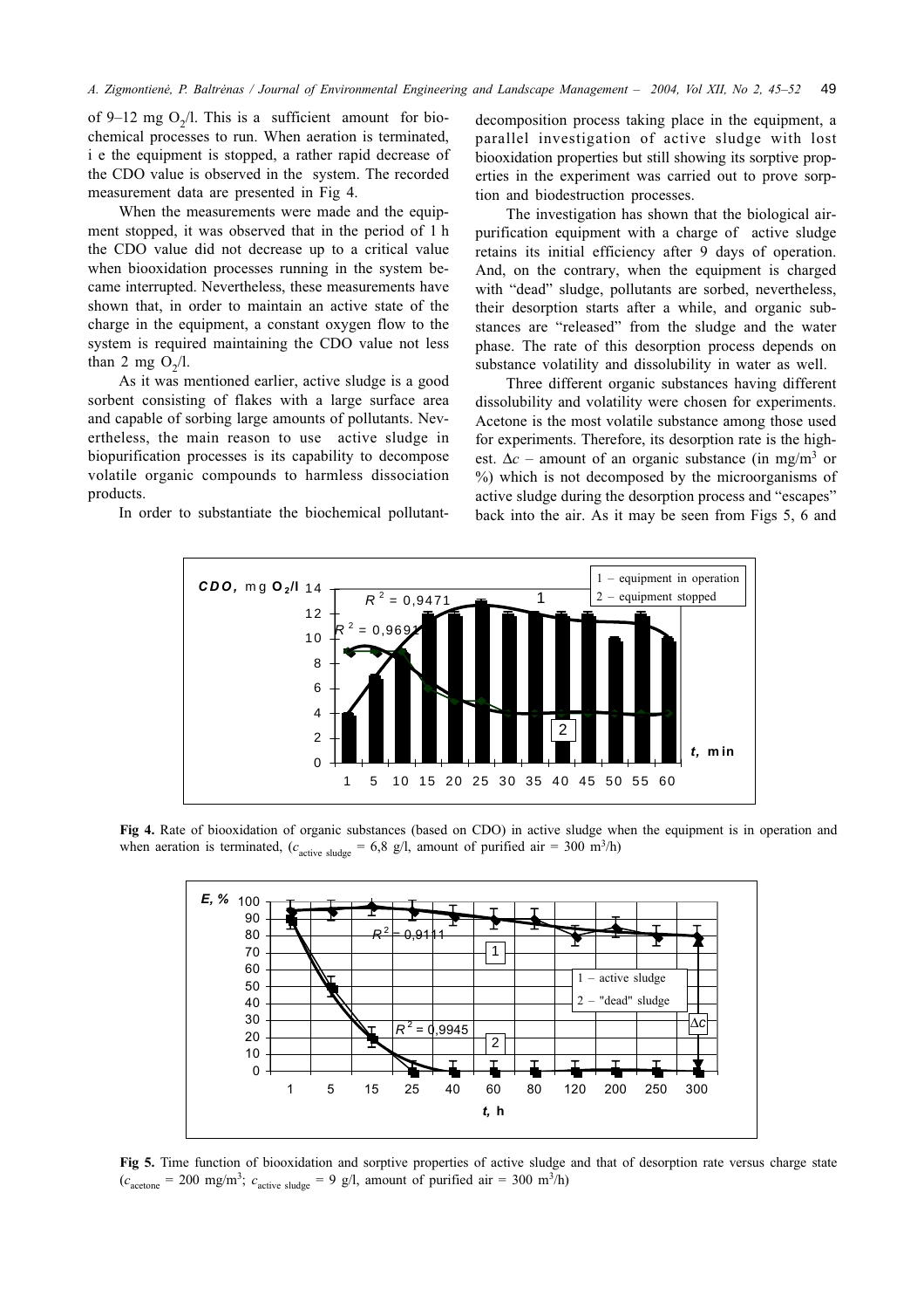of 9–12 mg $O_2$/l. This is a sufficient amount for biochemical processes to run. When aeration is terminated, i e the equipment is stopped, a rather rapid decrease of the CDO value is observed in the system. The recorded measurement data are presented in Fig 4.

When the measurements were made and the equipment stopped, it was observed that in the period of 1 h the CDO value did not decrease up to a critical value when biooxidation processes running in the system became interrupted. Nevertheless, these measurements have shown that, in order to maintain an active state of the charge in the equipment, a constant oxygen flow to the system is required maintaining the CDO value not less than 2 mg $O_2$/l.

As it was mentioned earlier, active sludge is a good sorbent consisting of flakes with a large surface area and capable of sorbing large amounts of pollutants. Nevertheless, the main reason to use active sludge in biopurification processes is its capability to decompose volatile organic compounds to harmless dissociation products.

In order to substantiate the biochemical pollutant-decomposition process taking place in the equipment, a parallel investigation of active sludge with lost biooxidation properties but still showing its sorptive properties in the experiment was carried out to prove sorption and biodestruction processes.

The investigation has shown that the biological air-purification equipment with a charge of active sludge retains its initial efficiency after 9 days of operation. And, on the contrary, when the equipment is charged with "dead" sludge, pollutants are sorbed, nevertheless, their desorption starts after a while, and organic substances are "released" from the sludge and the water phase. The rate of this desorption process depends on substance volatility and dissolubility in water as well.

Three different organic substances having different dissolubility and volatility were chosen for experiments. Acetone is the most volatile substance among those used for experiments. Therefore, its desorption rate is the highest. $\Delta c$ – amount of an organic substance (in mg/m$^3$ or %) which is not decomposed by the microorganisms of active sludge during the desorption process and "escapes" back into the air. As it may be seen from Figs 5, 6 and

**Fig 4.** Rate of biooxidation of organic substances (based on CDO) in active sludge when the equipment is in operation and when aeration is terminated, ($c_{\text{active sludge}}$ = 6,8 g/l, amount of purified air = 300 m$^3$/h)

**Fig 5.** Time function of biooxidation and sorptive properties of active sludge and that of desorption rate versus charge state ($c_{\text{acetone}}$ = 200 mg/m$^3$; $c_{\text{active sludge}}$ = 9 g/l, amount of purified air = 300 m$^3$/h)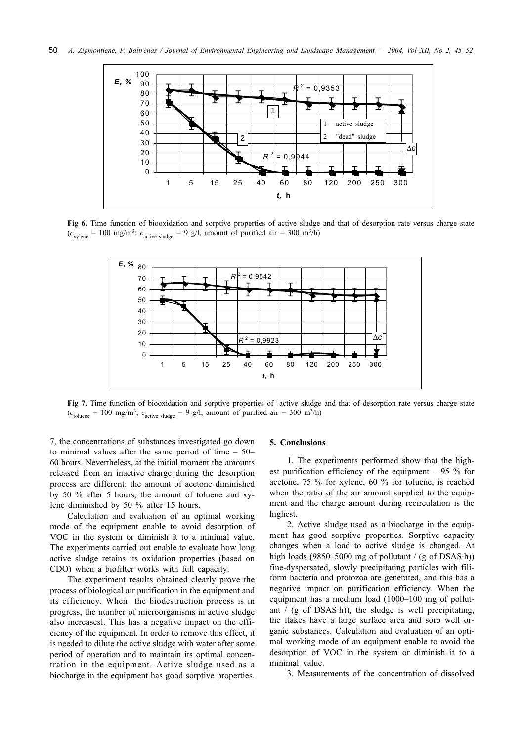**Fig 6.** Time function of biooxidation and sorptive properties of active sludge and that of desorption rate versus charge state ($c_{xylene}$ = 100 mg/m$^3$; $c_{active\ sludge}$ = 9 g/l, amount of purified air = 300 m$^3$/h)

**Fig 7.** Time function of biooxidation and sorptive properties of active sludge and that of desorption rate versus charge state ($c_{toluene}$ = 100 mg/m$^3$; $c_{active\ sludge}$ = 9 g/l, amount of purified air = 300 m$^3$/h)

7, the concentrations of substances investigated go down to minimal values after the same period of time – 50–60 hours. Nevertheless, at the initial moment the amounts released from an inactive charge during the desorption process are different: the amount of acetone diminished by 50 % after 5 hours, the amount of toluene and xylene diminished by 50 % after 15 hours.

Calculation and evaluation of an optimal working mode of the equipment enable to avoid desorption of VOC in the system or diminish it to a minimal value. The experiments carried out enable to evaluate how long active sludge retains its oxidation properties (based on CDO) when a biofilter works with full capacity.

The experiment results obtained clearly prove the process of biological air purification in the equipment and its efficiency. When the biodestruction process is in progress, the number of microorganisms in active sludge also increasesl. This has a negative impact on the efficiency of the equipment. In order to remove this effect, it is needed to dilute the active sludge with water after some period of operation and to maintain its optimal concentration in the equipment. Active sludge used as a biocharge in the equipment has good sorptive properties.

## 5. Conclusions

1. The experiments performed show that the highest purification efficiency of the equipment – 95 % for acetone, 75 % for xylene, 60 % for toluene, is reached when the ratio of the air amount supplied to the equipment and the charge amount during recirculation is the highest.

2. Active sludge used as a biocharge in the equipment has good sorptive properties. Sorptive capacity changes when a load to active sludge is changed. At high loads (9850–5000 mg of pollutant / (g of DSAS·h)) fine-dyspersated, slowly precipitating particles with filiform bacteria and protozoa are generated, and this has a negative impact on purification efficiency. When the equipment has a medium load (1000–100 mg of pollutant / (g of DSAS·h)), the sludge is well precipitating, the flakes have a large surface area and sorb well organic substances. Calculation and evaluation of an optimal working mode of an equipment enable to avoid the desorption of VOC in the system or diminish it to a minimal value.

3. Measurements of the concentration of dissolved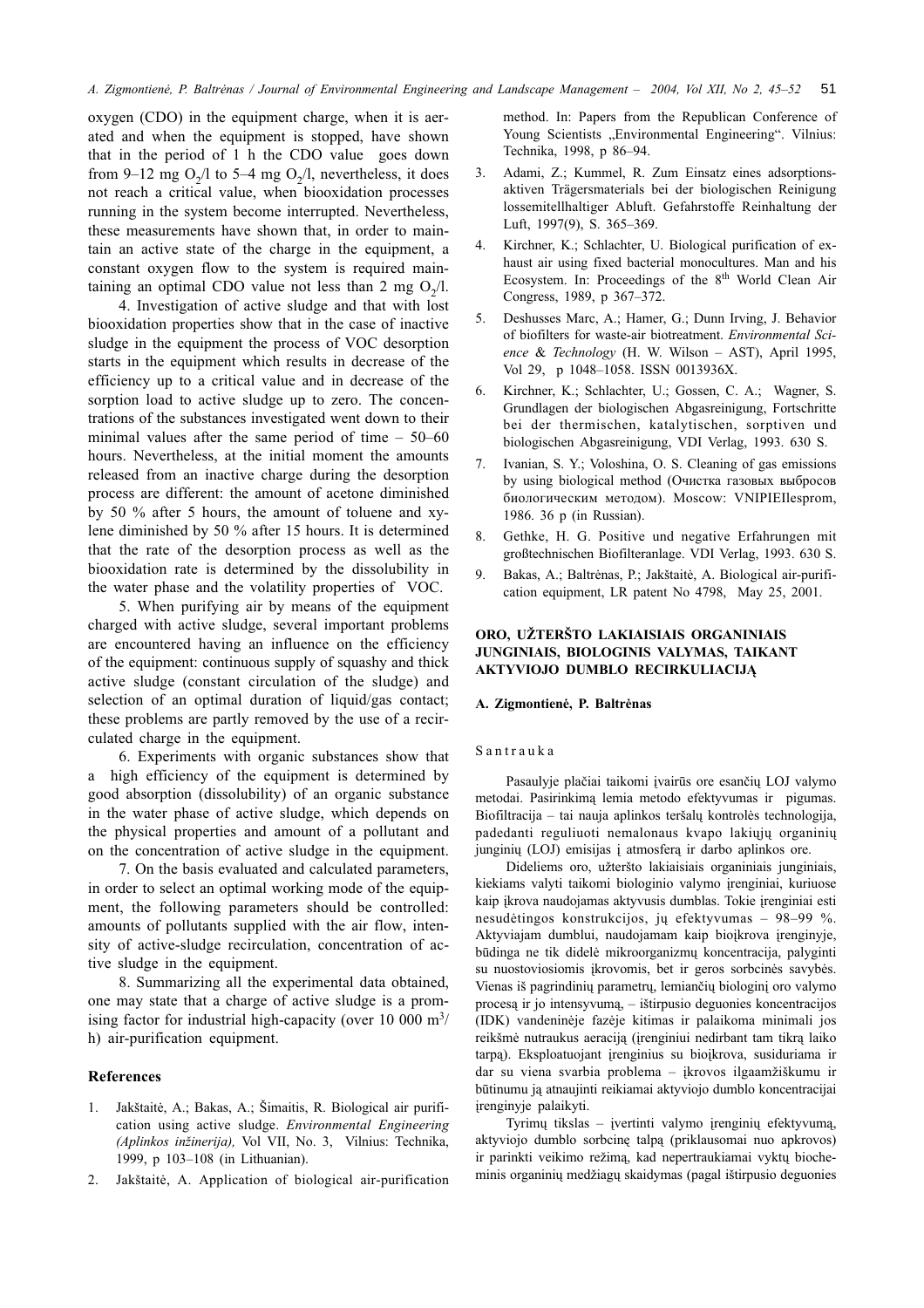oxygen (CDO) in the equipment charge, when it is aerated and when the equipment is stopped, have shown that in the period of 1 h the CDO value goes down from 9–12 mg $O_2$/l to 5–4 mg $O_2$/l, nevertheless, it does not reach a critical value, when biooxidation processes running in the system become interrupted. Nevertheless, these measurements have shown that, in order to maintain an active state of the charge in the equipment, a constant oxygen flow to the system is required maintaining an optimal CDO value not less than 2 mg $O_2$/l.

4. Investigation of active sludge and that with lost biooxidation properties show that in the case of inactive sludge in the equipment the process of VOC desorption starts in the equipment which results in decrease of the efficiency up to a critical value and in decrease of the sorption load to active sludge up to zero. The concentrations of the substances investigated went down to their minimal values after the same period of time – 50–60 hours. Nevertheless, at the initial moment the amounts released from an inactive charge during the desorption process are different: the amount of acetone diminished by 50 % after 5 hours, the amount of toluene and xylene diminished by 50 % after 15 hours. It is determined that the rate of the desorption process as well as the biooxidation rate is determined by the dissolubility in the water phase and the volatility properties of VOC.

5. When purifying air by means of the equipment charged with active sludge, several important problems are encountered having an influence on the efficiency of the equipment: continuous supply of squashy and thick active sludge (constant circulation of the sludge) and selection of an optimal duration of liquid/gas contact; these problems are partly removed by the use of a recirculated charge in the equipment.

6. Experiments with organic substances show that a high efficiency of the equipment is determined by good absorption (dissolubility) of an organic substance in the water phase of active sludge, which depends on the physical properties and amount of a pollutant and on the concentration of active sludge in the equipment.

7. On the basis evaluated and calculated parameters, in order to select an optimal working mode of the equipment, the following parameters should be controlled: amounts of pollutants supplied with the air flow, intensity of active-sludge recirculation, concentration of active sludge in the equipment.

8. Summarizing all the experimental data obtained, one may state that a charge of active sludge is a promising factor for industrial high-capacity (over 10 000 $m^3$/h) air-purification equipment.

## References

1. Jakštaitė, A.; Bakas, A.; Šimaitis, R. Biological air purification using active sludge. *Environmental Engineering (Aplinkos inžinerija),* Vol VII, No. 3, Vilnius: Technika, 1999, p 103–108 (in Lithuanian).
2. Jakštaitė, A. Application of biological air-purification method. In: Papers from the Republican Conference of Young Scientists „Environmental Engineering". Vilnius: Technika, 1998, p 86–94.
3. Adami, Z.; Kummel, R. Zum Einsatz eines adsorptionsaktiven Trägersmaterials bei der biologischen Reinigung lossemitellhaltiger Abluft. Gefahrstoffe Reinhaltung der Luft, 1997(9), S. 365–369.
4. Kirchner, K.; Schlachter, U. Biological purification of exhaust air using fixed bacterial monocultures. Man and his Ecosystem. In: Proceedings of the 8th World Clean Air Congress, 1989, p 367–372.
5. Deshusses Marc, A.; Hamer, G.; Dunn Irving, J. Behavior of biofilters for waste-air biotreatment. *Environmental Science & Technology* (H. W. Wilson – AST), April 1995, Vol 29, p 1048–1058. ISSN 0013936X.
6. Kirchner, K.; Schlachter, U.; Gossen, C. A.; Wagner, S. Grundlagen der biologischen Abgasreinigung, Fortschritte bei der thermischen, katalytischen, sorptiven und biologischen Abgasreinigung, VDI Verlag, 1993. 630 S.
7. Ivanian, S. Y.; Voloshina, O. S. Cleaning of gas emissions by using biological method (Очистка газовых выбросов биологическим методом). Moscow: VNIPIEIlesprom, 1986. 36 p (in Russian).
8. Gethke, H. G. Positive und negative Erfahrungen mit großtechnischen Biofilteranlage. VDI Verlag, 1993. 630 S.
9. Bakas, A.; Baltrėnas, P.; Jakštaitė, A. Biological air-purification equipment, LR patent No 4798, May 25, 2001.

## ORO, UŽTERŠTO LAKIAISIAIS ORGANINIAIS JUNGINIAIS, BIOLOGINIS VALYMAS, TAIKANT AKTYVIOJO DUMBLO RECIRKULIACIJĄ

**A. Zigmontienė, P. Baltrėnas**

Santrauka

Pasaulyje plačiai taikomi įvairūs ore esančių LOJ valymo metodai. Pasirinkimą lemia metodo efektyvumas ir pigumas. Biofiltracija – tai nauja aplinkos teršalų kontrolės technologija, padedanti reguliuoti nemalonaus kvapo lakiųjų organinių junginių (LOJ) emisijas į atmosferą ir darbo aplinkos ore.

Dideliems oro, užteršto lakiaisiais organiniais junginiais, kiekiams valyti taikomi biologinio valymo įrenginiai, kuriuose kaip įkrova naudojamas aktyvusis dumblas. Tokie įrenginiai esti nesudėtingos konstrukcijos, jų efektyvumas – 98–99 %. Aktyviajam dumblui, naudojamam kaip bioįkrova įrenginyje, būdinga ne tik didelė mikroorganizmų koncentracija, palyginti su nuostoviosiomis įkrovomis, bet ir geros sorbcinės savybės. Vienas iš pagrindinių parametrų, lemiančių biologinį oro valymo procesą ir jo intensyvumą, – ištirpusio deguonies koncentracijos (IDK) vandeninėje fazėje kitimas ir palaikoma minimali jos reikšmė nutraukus aeraciją (įrenginiui nedirbant tam tikrą laiko tarpą). Eksploatuojant įrenginius su bioįkrova, susiduriama ir dar su viena svarbia problema – įkrovos ilgaamžiškumu ir būtinumu ją atnaujinti reikiamai aktyviojo dumblo koncentracijai įrenginyje palaikyti.

Tyrimų tikslas – įvertinti valymo įrenginių efektyvumą, aktyviojo dumblo sorbcinę talpą (priklausomai nuo apkrovos) ir parinkti veikimo režimą, kad nepertraukiamai vyktų biocheminis organinių medžiagų skaidymas (pagal ištirpusio deguonies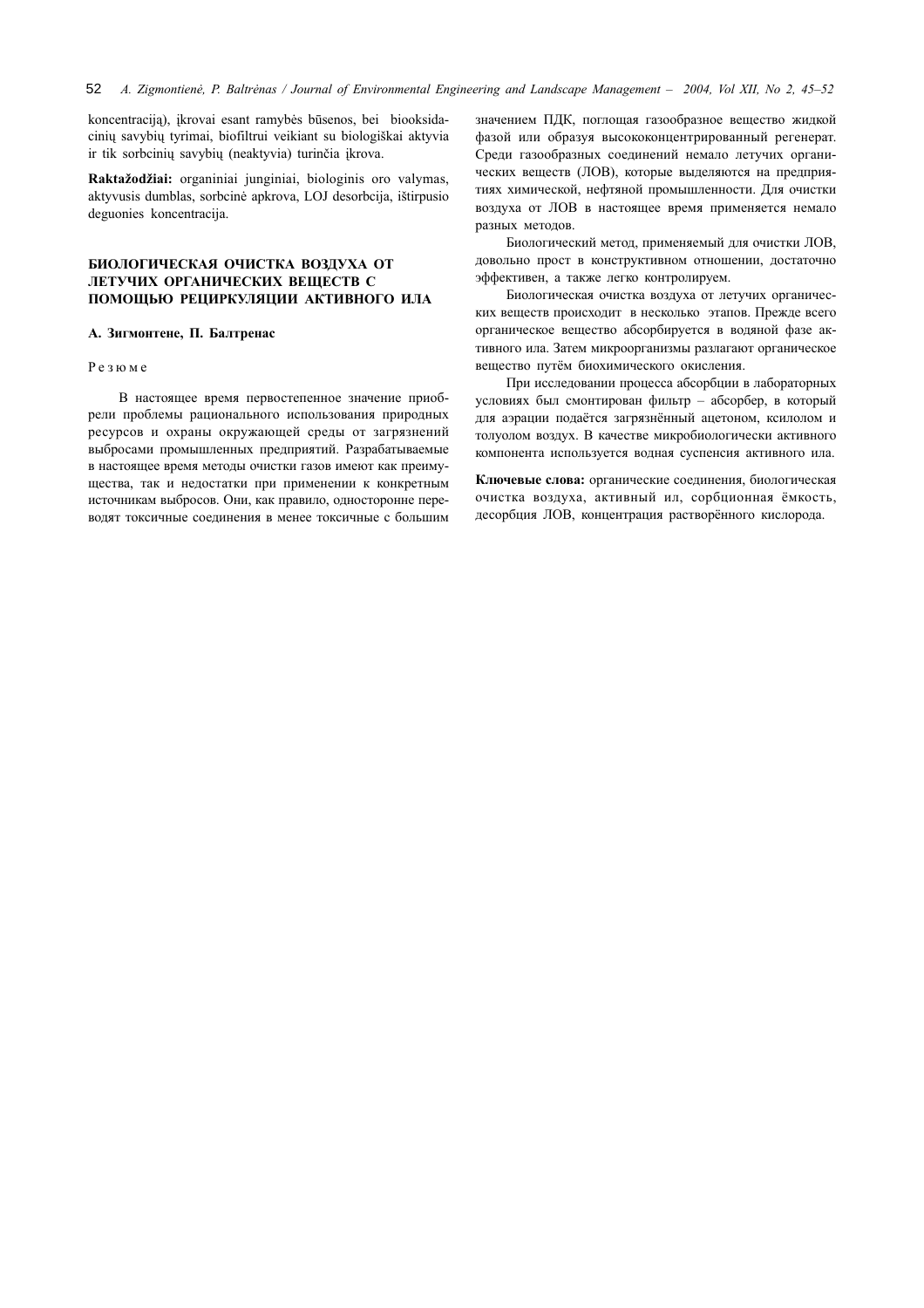koncentraciją), įkrovai esant ramybės būsenos, bei biooksidacinių savybių tyrimai, biofiltrui veikiant su biologiškai aktyvia ir tik sorbcinių savybių (neaktyvia) turinčia įkrova.

**Raktažodžiai:** organiniai junginiai, biologinis oro valymas, aktyvusis dumblas, sorbcinė apkrova, LOJ desorbcija, ištirpusio deguonies koncentracija.

## БИОЛОГИЧЕСКАЯ ОЧИСТКА ВОЗДУХА ОТ ЛЕТУЧИХ ОРГАНИЧЕСКИХ ВЕЩЕСТВ С ПОМОЩЬЮ РЕЦИРКУЛЯЦИИ АКТИВНОГО ИЛА

**А. Зигмонтене, П. Балтренас**

Р е з ю м е

В настоящее время первостепенное значение приобрели проблемы рационального использования природных ресурсов и охраны окружающей среды от загрязнений выбросами промышленных предприятий. Разрабатываемые в настоящее время методы очистки газов имеют как преимущества, так и недостатки при применении к конкретным источникам выбросов. Они, как правило, односторонне переводят токсичные соединения в менее токсичные с большим значением ПДК, поглощая газообразное вещество жидкой фазой или образуя высококонцентрированный регенерат. Среди газообразных соединений немало летучих органических веществ (ЛОВ), которые выделяются на предприятиях химической, нефтяной промышленности. Для очистки воздуха от ЛОВ в настоящее время применяется немало разных методов.

Биологический метод, применяемый для очистки ЛОВ, довольно прост в конструктивном отношении, достаточно эффективен, а также легко контролируем.

Биологическая очистка воздуха от летучих органических веществ происходит в несколько этапов. Прежде всего органическое вещество абсорбируется в водяной фазе активного ила. Затем микроорганизмы разлагают органическое вещество путём биохимического окисления.

При исследовании процесса абсорбции в лабораторных условиях был смонтирован фильтр – абсорбер, в который для аэрации подаётся загрязнённый ацетоном, ксилолом и толуолом воздух. В качестве микробиологически активного компонента используется водная суспенсия активного ила.

**Ключевые слова:** органические соединения, биологическая очистка воздуха, активный ил, сорбционная ёмкость, десорбция ЛОВ, концентрация растворённого кислорода.